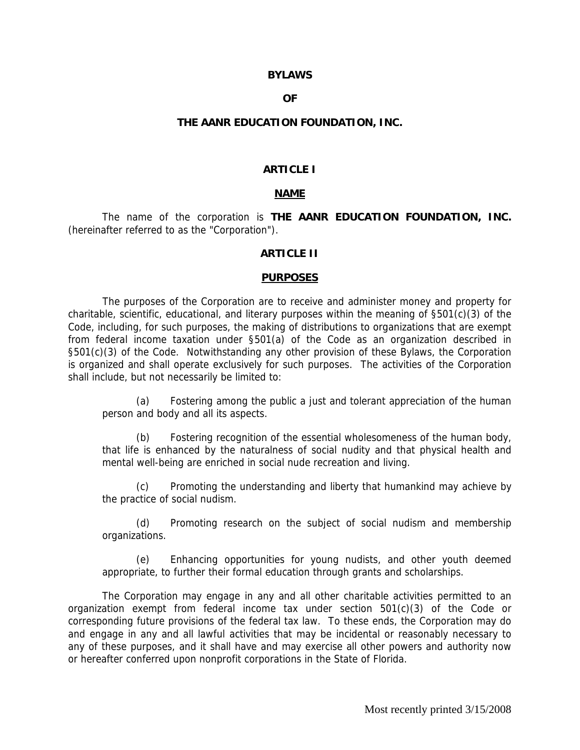# BYLAWS

# OF

# THE AANR EDUCATION FOUNDATION, INC.

## ARTICLE I

## NAME

The name of the corporation is **THE AANR EDUCATION FOUNDATION, INC.** (hereinafter referred to as the "Corporation").

## ARTICLE II

## PURPOSES

The purposes of the Corporation are to receive and administer money and property for charitable, scientific, educational, and literary purposes within the meaning of §501(c)(3) of the Code, including, for such purposes, the making of distributions to organizations that are exempt from federal income taxation under §501(a) of the Code as an organization described in §501(c)(3) of the Code. Notwithstanding any other provision of these Bylaws, the Corporation is organized and shall operate exclusively for such purposes. The activities of the Corporation shall include, but not necessarily be limited to:

(a) Fostering among the public a just and tolerant appreciation of the human person and body and all its aspects.

(b) Fostering recognition of the essential wholesomeness of the human body, that life is enhanced by the naturalness of social nudity and that physical health and mental well-being are enriched in social nude recreation and living.

(c) Promoting the understanding and liberty that humankind may achieve by the practice of social nudism.

(d) Promoting research on the subject of social nudism and membership organizations.

(e) Enhancing opportunities for young nudists, and other youth deemed appropriate, to further their formal education through grants and scholarships.

The Corporation may engage in any and all other charitable activities permitted to an organization exempt from federal income tax under section 501(c)(3) of the Code or corresponding future provisions of the federal tax law. To these ends, the Corporation may do and engage in any and all lawful activities that may be incidental or reasonably necessary to any of these purposes, and it shall have and may exercise all other powers and authority now or hereafter conferred upon nonprofit corporations in the State of Florida.

Most recently printed 3/15/2008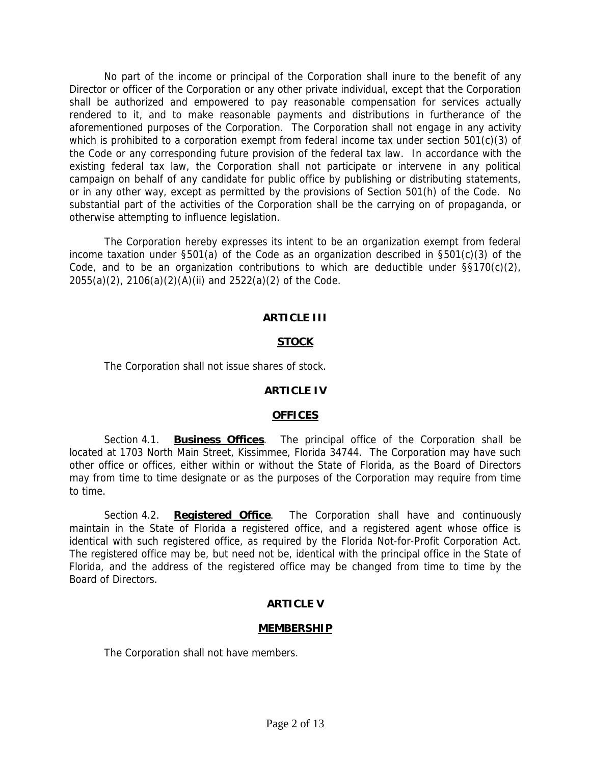No part of the income or principal of the Corporation shall inure to the benefit of any Director or officer of the Corporation or any other private individual, except that the Corporation shall be authorized and empowered to pay reasonable compensation for services actually rendered to it, and to make reasonable payments and distributions in furtherance of the aforementioned purposes of the Corporation. The Corporation shall not engage in any activity which is prohibited to a corporation exempt from federal income tax under section 501(c)(3) of the Code or any corresponding future provision of the federal tax law. In accordance with the existing federal tax law, the Corporation shall not participate or intervene in any political campaign on behalf of any candidate for public office by publishing or distributing statements, or in any other way, except as permitted by the provisions of Section 501(h) of the Code. No substantial part of the activities of the Corporation shall be the carrying on of propaganda, or otherwise attempting to influence legislation.

The Corporation hereby expresses its intent to be an organization exempt from federal income taxation under §501(a) of the Code as an organization described in §501(c)(3) of the Code, and to be an organization contributions to which are deductible under §§170(c)(2), 2055(a)(2), 2106(a)(2)(A)(ii) and 2522(a)(2) of the Code.

## ARTICLE III

## STOCK

The Corporation shall not issue shares of stock.

## ARTICLE IV

## OFFICES

Section 4.1. **Business Offices**. The principal office of the Corporation shall be located at 1703 North Main Street, Kissimmee, Florida 34744. The Corporation may have such other office or offices, either within or without the State of Florida, as the Board of Directors may from time to time designate or as the purposes of the Corporation may require from time to time.

Section 4.2. **Registered Office**. The Corporation shall have and continuously maintain in the State of Florida a registered office, and a registered agent whose office is identical with such registered office, as required by the Florida Not-for-Profit Corporation Act. The registered office may be, but need not be, identical with the principal office in the State of Florida, and the address of the registered office may be changed from time to time by the Board of Directors.

## ARTICLE V

## MEMBERSHIP

The Corporation shall not have members.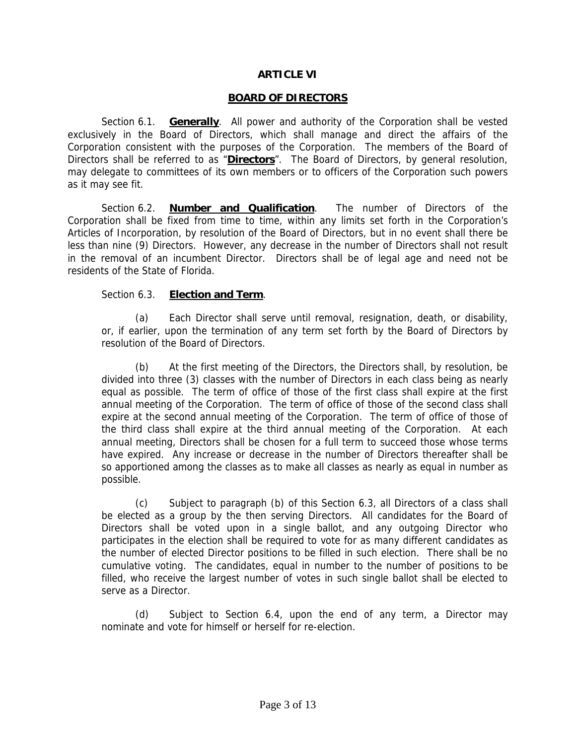## ARTICLE VI

## BOARD OF DIRECTORS

Section 6.1. **Generally**. All power and authority of the Corporation shall be vested exclusively in the Board of Directors, which shall manage and direct the affairs of the Corporation consistent with the purposes of the Corporation. The members of the Board of Directors shall be referred to as "**Directors**". The Board of Directors, by general resolution, may delegate to committees of its own members or to officers of the Corporation such powers as it may see fit.

Section 6.2. **Number and Qualification**. The number of Directors of the Corporation shall be fixed from time to time, within any limits set forth in the Corporation's Articles of Incorporation, by resolution of the Board of Directors, but in no event shall there be less than nine (9) Directors. However, any decrease in the number of Directors shall not result in the removal of an incumbent Director. Directors shall be of legal age and need not be residents of the State of Florida.

Section 6.3. **Election and Term**.

(a) Each Director shall serve until removal, resignation, death, or disability, or, if earlier, upon the termination of any term set forth by the Board of Directors by resolution of the Board of Directors.

(b) At the first meeting of the Directors, the Directors shall, by resolution, be divided into three (3) classes with the number of Directors in each class being as nearly equal as possible. The term of office of those of the first class shall expire at the first annual meeting of the Corporation. The term of office of those of the second class shall expire at the second annual meeting of the Corporation. The term of office of those of the third class shall expire at the third annual meeting of the Corporation. At each annual meeting, Directors shall be chosen for a full term to succeed those whose terms have expired. Any increase or decrease in the number of Directors thereafter shall be so apportioned among the classes as to make all classes as nearly as equal in number as possible.

(c) Subject to paragraph (b) of this Section 6.3, all Directors of a class shall be elected as a group by the then serving Directors. All candidates for the Board of Directors shall be voted upon in a single ballot, and any outgoing Director who participates in the election shall be required to vote for as many different candidates as the number of elected Director positions to be filled in such election. There shall be no cumulative voting. The candidates, equal in number to the number of positions to be filled, who receive the largest number of votes in such single ballot shall be elected to serve as a Director.

(d) Subject to Section 6.4, upon the end of any term, a Director may nominate and vote for himself or herself for re-election.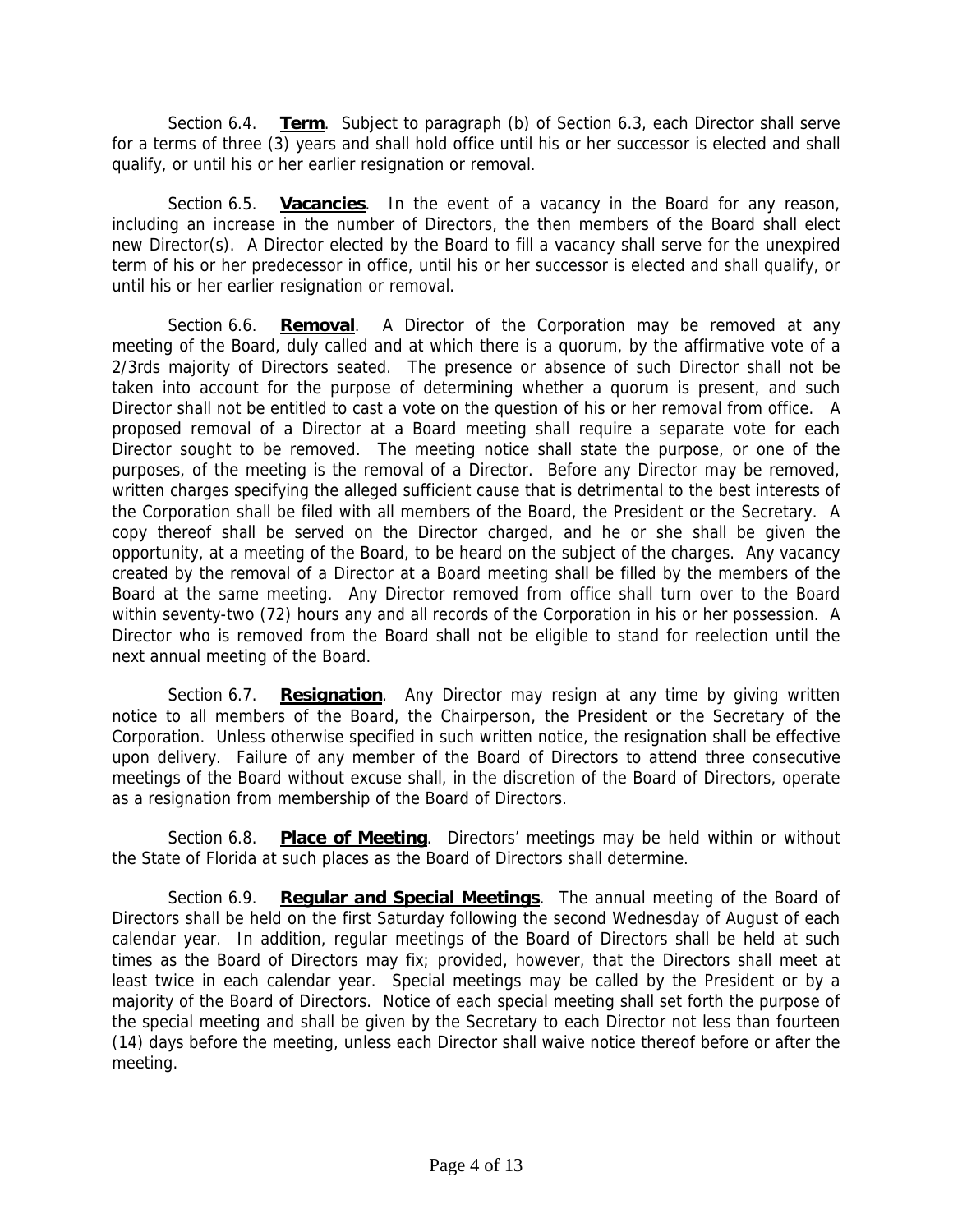Section 6.4. **Term**. Subject to paragraph (b) of Section 6.3, each Director shall serve for a terms of three (3) years and shall hold office until his or her successor is elected and shall qualify, or until his or her earlier resignation or removal.

Section 6.5. **Vacancies**. In the event of a vacancy in the Board for any reason, including an increase in the number of Directors, the then members of the Board shall elect new Director(s). A Director elected by the Board to fill a vacancy shall serve for the unexpired term of his or her predecessor in office, until his or her successor is elected and shall qualify, or until his or her earlier resignation or removal.

Section 6.6. **Removal**. A Director of the Corporation may be removed at any meeting of the Board, duly called and at which there is a quorum, by the affirmative vote of a 2/3rds majority of Directors seated. The presence or absence of such Director shall not be taken into account for the purpose of determining whether a quorum is present, and such Director shall not be entitled to cast a vote on the question of his or her removal from office. A proposed removal of a Director at a Board meeting shall require a separate vote for each Director sought to be removed. The meeting notice shall state the purpose, or one of the purposes, of the meeting is the removal of a Director. Before any Director may be removed, written charges specifying the alleged sufficient cause that is detrimental to the best interests of the Corporation shall be filed with all members of the Board, the President or the Secretary. A copy thereof shall be served on the Director charged, and he or she shall be given the opportunity, at a meeting of the Board, to be heard on the subject of the charges. Any vacancy created by the removal of a Director at a Board meeting shall be filled by the members of the Board at the same meeting. Any Director removed from office shall turn over to the Board within seventy-two (72) hours any and all records of the Corporation in his or her possession. A Director who is removed from the Board shall not be eligible to stand for reelection until the next annual meeting of the Board.

Section 6.7. **Resignation**. Any Director may resign at any time by giving written notice to all members of the Board, the Chairperson, the President or the Secretary of the Corporation. Unless otherwise specified in such written notice, the resignation shall be effective upon delivery. Failure of any member of the Board of Directors to attend three consecutive meetings of the Board without excuse shall, in the discretion of the Board of Directors, operate as a resignation from membership of the Board of Directors.

Section 6.8. **Place of Meeting**. Directors' meetings may be held within or without the State of Florida at such places as the Board of Directors shall determine.

Section 6.9. **Regular and Special Meetings**. The annual meeting of the Board of Directors shall be held on the first Saturday following the second Wednesday of August of each calendar year. In addition, regular meetings of the Board of Directors shall be held at such times as the Board of Directors may fix; provided, however, that the Directors shall meet at least twice in each calendar year. Special meetings may be called by the President or by a majority of the Board of Directors. Notice of each special meeting shall set forth the purpose of the special meeting and shall be given by the Secretary to each Director not less than fourteen (14) days before the meeting, unless each Director shall waive notice thereof before or after the meeting.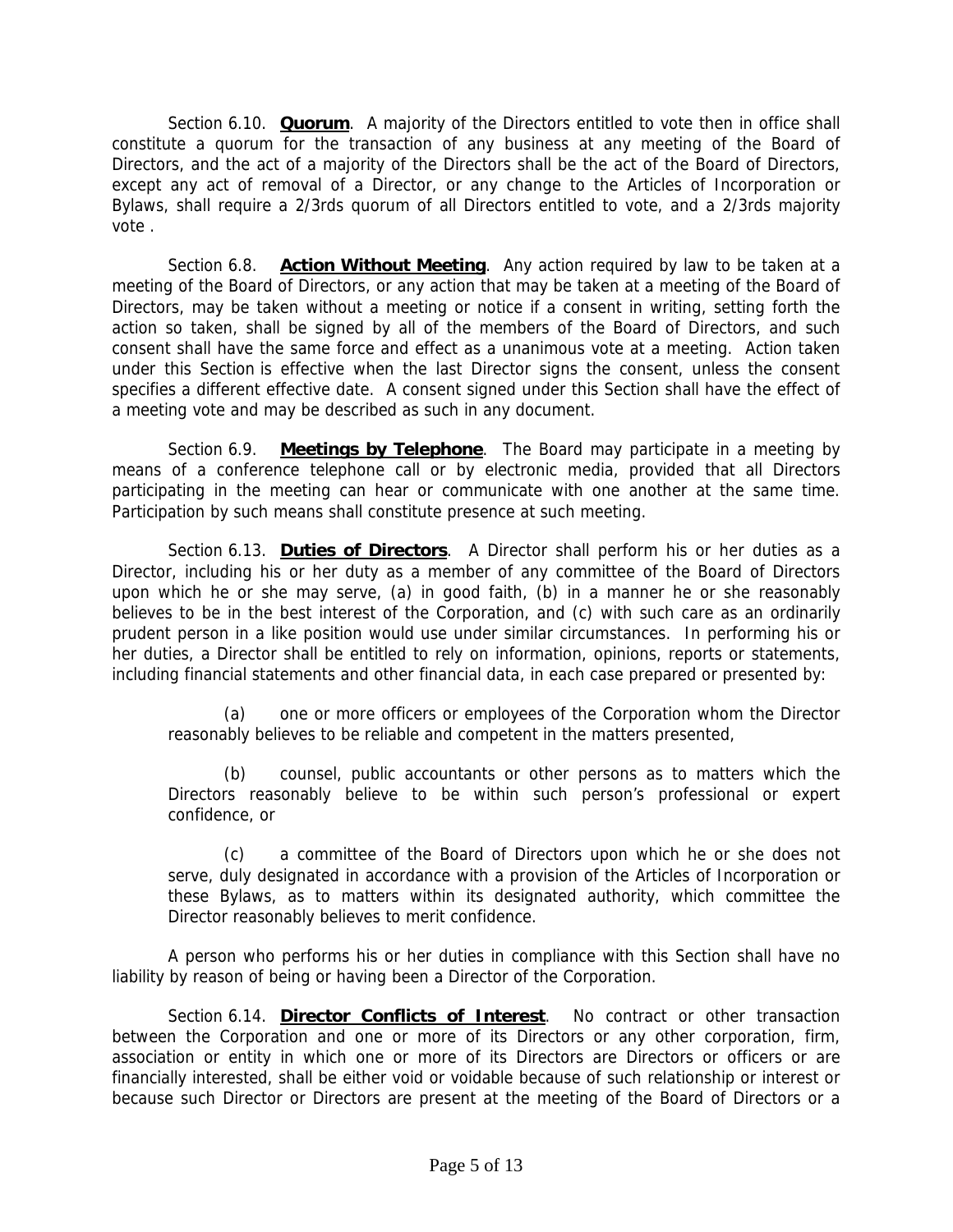Section 6.10. **Quorum**. A majority of the Directors entitled to vote then in office shall constitute a quorum for the transaction of any business at any meeting of the Board of Directors, and the act of a majority of the Directors shall be the act of the Board of Directors, except any act of removal of a Director, or any change to the Articles of Incorporation or Bylaws, shall require a 2/3rds quorum of all Directors entitled to vote, and a 2/3rds majority vote .

Section 6.8. **Action Without Meeting**. Any action required by law to be taken at a meeting of the Board of Directors, or any action that may be taken at a meeting of the Board of Directors, may be taken without a meeting or notice if a consent in writing, setting forth the action so taken, shall be signed by all of the members of the Board of Directors, and such consent shall have the same force and effect as a unanimous vote at a meeting. Action taken under this Section is effective when the last Director signs the consent, unless the consent specifies a different effective date. A consent signed under this Section shall have the effect of a meeting vote and may be described as such in any document.

Section 6.9. **Meetings by Telephone**. The Board may participate in a meeting by means of a conference telephone call or by electronic media, provided that all Directors participating in the meeting can hear or communicate with one another at the same time. Participation by such means shall constitute presence at such meeting.

Section 6.13. **Duties of Directors**. A Director shall perform his or her duties as a Director, including his or her duty as a member of any committee of the Board of Directors upon which he or she may serve, (a) in good faith, (b) in a manner he or she reasonably believes to be in the best interest of the Corporation, and (c) with such care as an ordinarily prudent person in a like position would use under similar circumstances. In performing his or her duties, a Director shall be entitled to rely on information, opinions, reports or statements, including financial statements and other financial data, in each case prepared or presented by:

(a) one or more officers or employees of the Corporation whom the Director reasonably believes to be reliable and competent in the matters presented,

(b) counsel, public accountants or other persons as to matters which the Directors reasonably believe to be within such person's professional or expert confidence, or

(c) a committee of the Board of Directors upon which he or she does not serve, duly designated in accordance with a provision of the Articles of Incorporation or these Bylaws, as to matters within its designated authority, which committee the Director reasonably believes to merit confidence.

A person who performs his or her duties in compliance with this Section shall have no liability by reason of being or having been a Director of the Corporation.

Section 6.14. **Director Conflicts of Interest**. No contract or other transaction between the Corporation and one or more of its Directors or any other corporation, firm, association or entity in which one or more of its Directors are Directors or officers or are financially interested, shall be either void or voidable because of such relationship or interest or because such Director or Directors are present at the meeting of the Board of Directors or a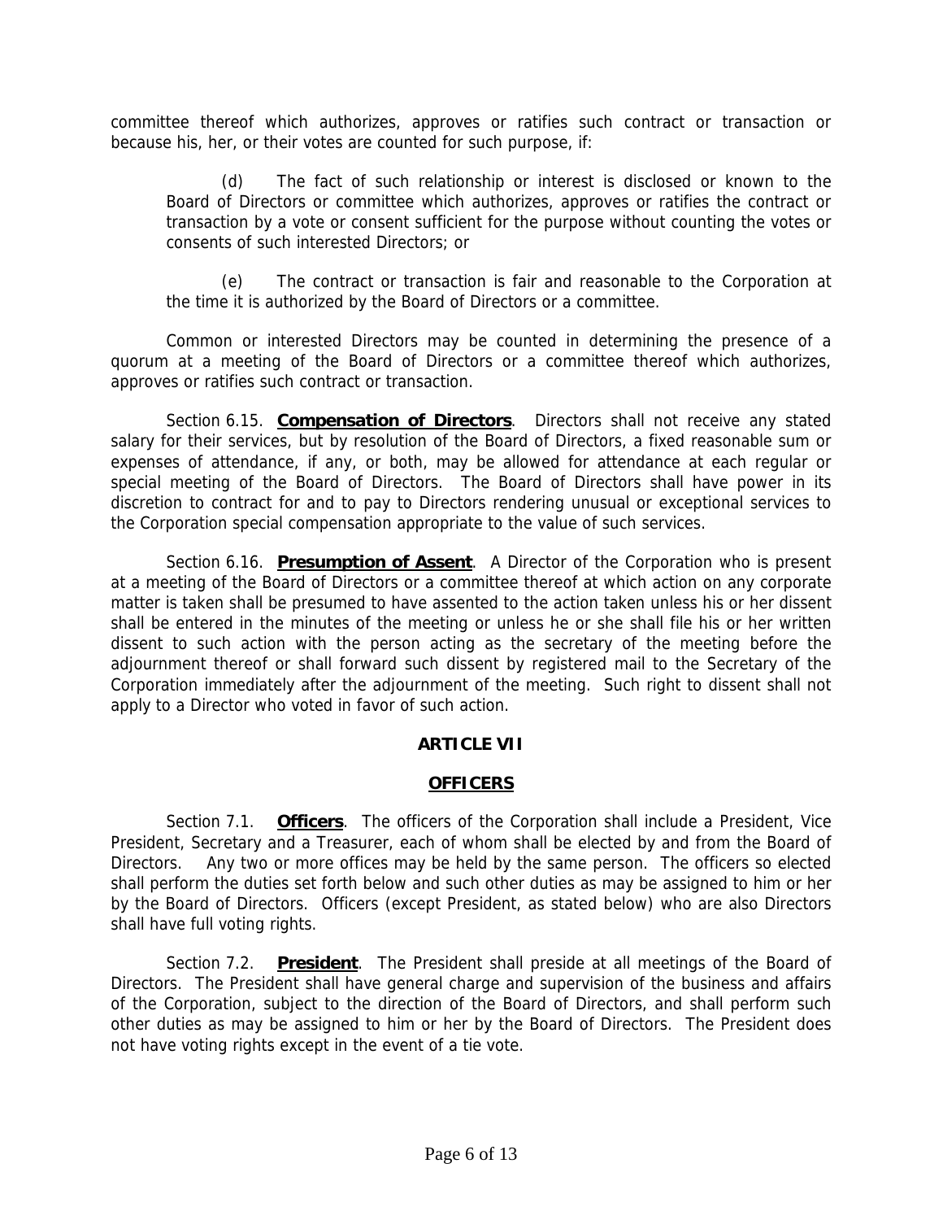committee thereof which authorizes, approves or ratifies such contract or transaction or because his, her, or their votes are counted for such purpose, if:

(d) The fact of such relationship or interest is disclosed or known to the Board of Directors or committee which authorizes, approves or ratifies the contract or transaction by a vote or consent sufficient for the purpose without counting the votes or consents of such interested Directors; or

(e) The contract or transaction is fair and reasonable to the Corporation at the time it is authorized by the Board of Directors or a committee.

Common or interested Directors may be counted in determining the presence of a quorum at a meeting of the Board of Directors or a committee thereof which authorizes, approves or ratifies such contract or transaction.

Section 6.15. **Compensation of Directors**. Directors shall not receive any stated salary for their services, but by resolution of the Board of Directors, a fixed reasonable sum or expenses of attendance, if any, or both, may be allowed for attendance at each regular or special meeting of the Board of Directors. The Board of Directors shall have power in its discretion to contract for and to pay to Directors rendering unusual or exceptional services to the Corporation special compensation appropriate to the value of such services.

Section 6.16. **Presumption of Assent**. A Director of the Corporation who is present at a meeting of the Board of Directors or a committee thereof at which action on any corporate matter is taken shall be presumed to have assented to the action taken unless his or her dissent shall be entered in the minutes of the meeting or unless he or she shall file his or her written dissent to such action with the person acting as the secretary of the meeting before the adjournment thereof or shall forward such dissent by registered mail to the Secretary of the Corporation immediately after the adjournment of the meeting. Such right to dissent shall not apply to a Director who voted in favor of such action.

## ARTICLE VII

## OFFICERS

Section 7.1. **Officers**. The officers of the Corporation shall include a President, Vice President, Secretary and a Treasurer, each of whom shall be elected by and from the Board of Directors. Any two or more offices may be held by the same person. The officers so elected shall perform the duties set forth below and such other duties as may be assigned to him or her by the Board of Directors. Officers (except President, as stated below) who are also Directors shall have full voting rights.

Section 7.2. **President**. The President shall preside at all meetings of the Board of Directors. The President shall have general charge and supervision of the business and affairs of the Corporation, subject to the direction of the Board of Directors, and shall perform such other duties as may be assigned to him or her by the Board of Directors. The President does not have voting rights except in the event of a tie vote.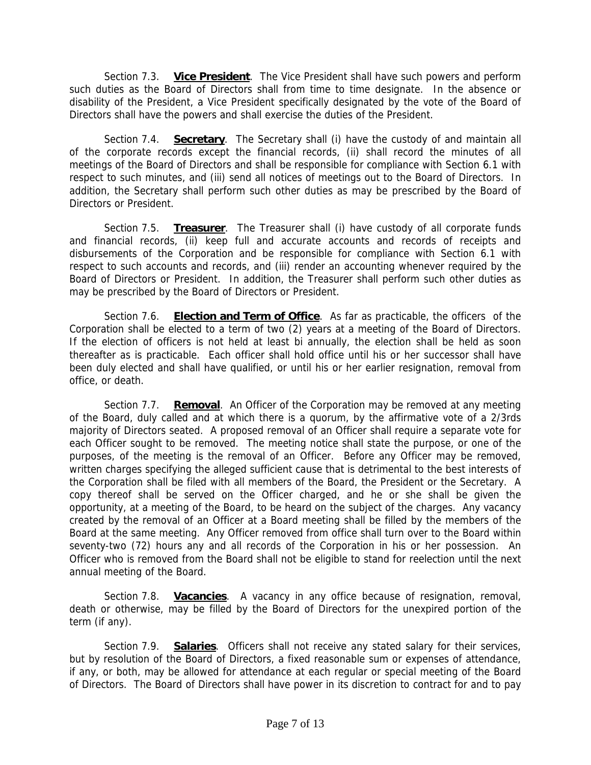Section 7.3. **Vice President**. The Vice President shall have such powers and perform such duties as the Board of Directors shall from time to time designate. In the absence or disability of the President, a Vice President specifically designated by the vote of the Board of Directors shall have the powers and shall exercise the duties of the President.

Section 7.4. **Secretary**. The Secretary shall (i) have the custody of and maintain all of the corporate records except the financial records, (ii) shall record the minutes of all meetings of the Board of Directors and shall be responsible for compliance with Section 6.1 with respect to such minutes, and (iii) send all notices of meetings out to the Board of Directors. In addition, the Secretary shall perform such other duties as may be prescribed by the Board of Directors or President.

Section 7.5. **Treasurer**. The Treasurer shall (i) have custody of all corporate funds and financial records, (ii) keep full and accurate accounts and records of receipts and disbursements of the Corporation and be responsible for compliance with Section 6.1 with respect to such accounts and records, and (iii) render an accounting whenever required by the Board of Directors or President. In addition, the Treasurer shall perform such other duties as may be prescribed by the Board of Directors or President.

Section 7.6. **Election and Term of Office**. As far as practicable, the officers of the Corporation shall be elected to a term of two (2) years at a meeting of the Board of Directors. If the election of officers is not held at least bi annually, the election shall be held as soon thereafter as is practicable. Each officer shall hold office until his or her successor shall have been duly elected and shall have qualified, or until his or her earlier resignation, removal from office, or death.

Section 7.7. **Removal**. An Officer of the Corporation may be removed at any meeting of the Board, duly called and at which there is a quorum, by the affirmative vote of a 2/3rds majority of Directors seated. A proposed removal of an Officer shall require a separate vote for each Officer sought to be removed. The meeting notice shall state the purpose, or one of the purposes, of the meeting is the removal of an Officer. Before any Officer may be removed, written charges specifying the alleged sufficient cause that is detrimental to the best interests of the Corporation shall be filed with all members of the Board, the President or the Secretary. A copy thereof shall be served on the Officer charged, and he or she shall be given the opportunity, at a meeting of the Board, to be heard on the subject of the charges. Any vacancy created by the removal of an Officer at a Board meeting shall be filled by the members of the Board at the same meeting. Any Officer removed from office shall turn over to the Board within seventy-two (72) hours any and all records of the Corporation in his or her possession. An Officer who is removed from the Board shall not be eligible to stand for reelection until the next annual meeting of the Board.

Section 7.8. **Vacancies**. A vacancy in any office because of resignation, removal, death or otherwise, may be filled by the Board of Directors for the unexpired portion of the term (if any).

Section 7.9. **Salaries**. Officers shall not receive any stated salary for their services, but by resolution of the Board of Directors, a fixed reasonable sum or expenses of attendance, if any, or both, may be allowed for attendance at each regular or special meeting of the Board of Directors. The Board of Directors shall have power in its discretion to contract for and to pay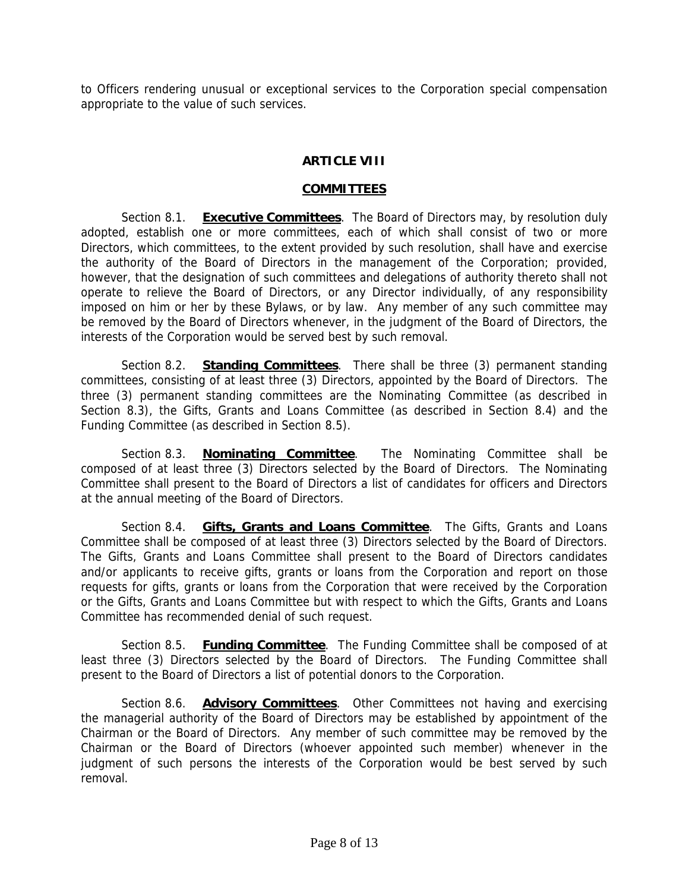to Officers rendering unusual or exceptional services to the Corporation special compensation appropriate to the value of such services.

## ARTICLE VIII

## COMMITTEES

Section 8.1. **Executive Committees**. The Board of Directors may, by resolution duly adopted, establish one or more committees, each of which shall consist of two or more Directors, which committees, to the extent provided by such resolution, shall have and exercise the authority of the Board of Directors in the management of the Corporation; provided, however, that the designation of such committees and delegations of authority thereto shall not operate to relieve the Board of Directors, or any Director individually, of any responsibility imposed on him or her by these Bylaws, or by law. Any member of any such committee may be removed by the Board of Directors whenever, in the judgment of the Board of Directors, the interests of the Corporation would be served best by such removal.

Section 8.2. **Standing Committees**. There shall be three (3) permanent standing committees, consisting of at least three (3) Directors, appointed by the Board of Directors. The three (3) permanent standing committees are the Nominating Committee (as described in Section 8.3), the Gifts, Grants and Loans Committee (as described in Section 8.4) and the Funding Committee (as described in Section 8.5).

Section 8.3. **Nominating Committee**. The Nominating Committee shall be composed of at least three (3) Directors selected by the Board of Directors. The Nominating Committee shall present to the Board of Directors a list of candidates for officers and Directors at the annual meeting of the Board of Directors.

Section 8.4. **Gifts, Grants and Loans Committee**. The Gifts, Grants and Loans Committee shall be composed of at least three (3) Directors selected by the Board of Directors. The Gifts, Grants and Loans Committee shall present to the Board of Directors candidates and/or applicants to receive gifts, grants or loans from the Corporation and report on those requests for gifts, grants or loans from the Corporation that were received by the Corporation or the Gifts, Grants and Loans Committee but with respect to which the Gifts, Grants and Loans Committee has recommended denial of such request.

Section 8.5. **Funding Committee**. The Funding Committee shall be composed of at least three (3) Directors selected by the Board of Directors. The Funding Committee shall present to the Board of Directors a list of potential donors to the Corporation.

Section 8.6. **Advisory Committees**. Other Committees not having and exercising the managerial authority of the Board of Directors may be established by appointment of the Chairman or the Board of Directors. Any member of such committee may be removed by the Chairman or the Board of Directors (whoever appointed such member) whenever in the judgment of such persons the interests of the Corporation would be best served by such removal.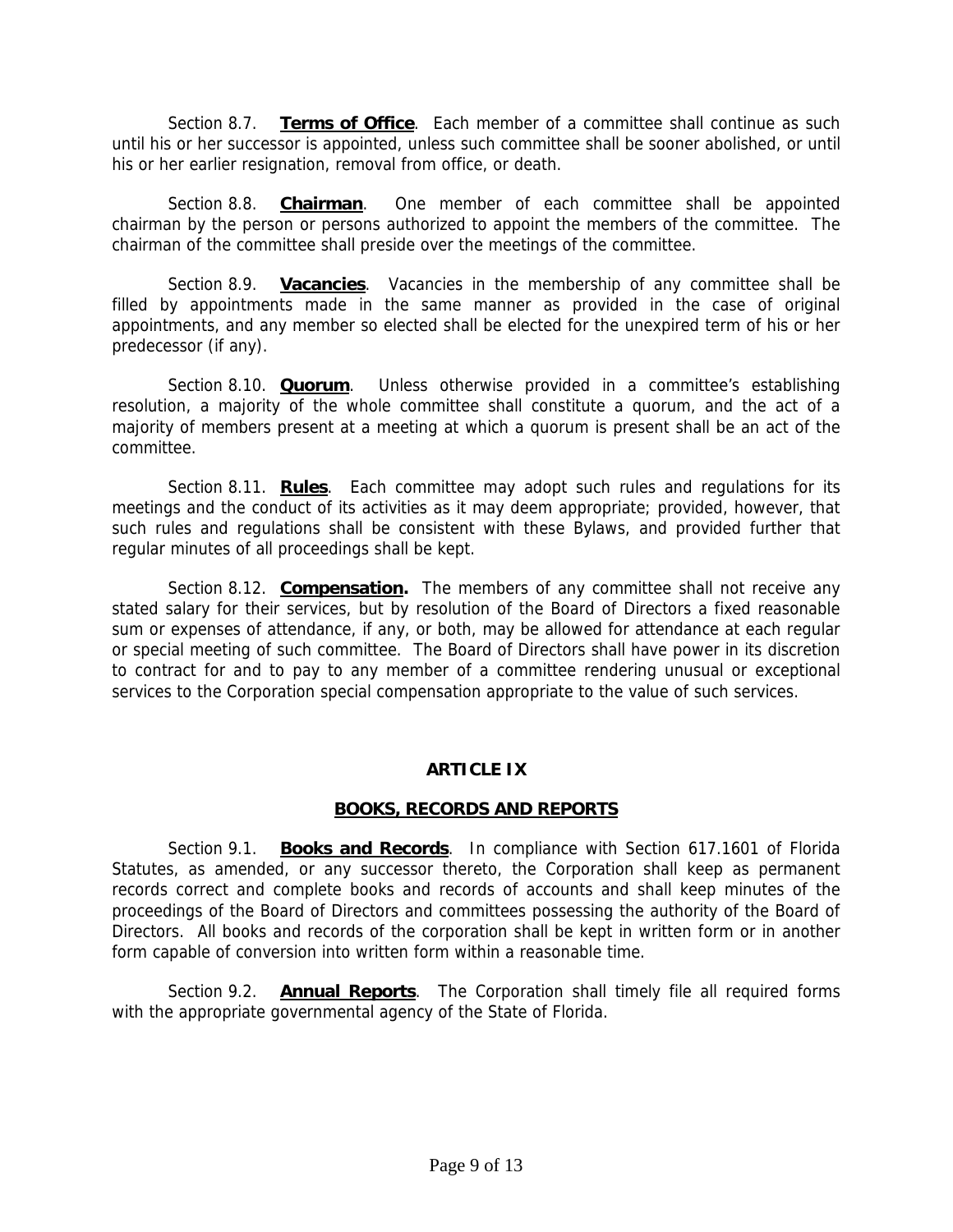Section 8.7. **Terms of Office**. Each member of a committee shall continue as such until his or her successor is appointed, unless such committee shall be sooner abolished, or until his or her earlier resignation, removal from office, or death.

Section 8.8. **Chairman**. One member of each committee shall be appointed chairman by the person or persons authorized to appoint the members of the committee. The chairman of the committee shall preside over the meetings of the committee.

Section 8.9. **Vacancies**. Vacancies in the membership of any committee shall be filled by appointments made in the same manner as provided in the case of original appointments, and any member so elected shall be elected for the unexpired term of his or her predecessor (if any).

Section 8.10. **Quorum**. Unless otherwise provided in a committee's establishing resolution, a majority of the whole committee shall constitute a quorum, and the act of a majority of members present at a meeting at which a quorum is present shall be an act of the committee.

Section 8.11. **Rules**. Each committee may adopt such rules and regulations for its meetings and the conduct of its activities as it may deem appropriate; provided, however, that such rules and regulations shall be consistent with these Bylaws, and provided further that regular minutes of all proceedings shall be kept.

Section 8.12. **Compensation.** The members of any committee shall not receive any stated salary for their services, but by resolution of the Board of Directors a fixed reasonable sum or expenses of attendance, if any, or both, may be allowed for attendance at each regular or special meeting of such committee. The Board of Directors shall have power in its discretion to contract for and to pay to any member of a committee rendering unusual or exceptional services to the Corporation special compensation appropriate to the value of such services.

## ARTICLE IX

## BOOKS, RECORDS AND REPORTS

Section 9.1. **Books and Records**. In compliance with Section 617.1601 of Florida Statutes, as amended, or any successor thereto, the Corporation shall keep as permanent records correct and complete books and records of accounts and shall keep minutes of the proceedings of the Board of Directors and committees possessing the authority of the Board of Directors. All books and records of the corporation shall be kept in written form or in another form capable of conversion into written form within a reasonable time.

Section 9.2. **Annual Reports**. The Corporation shall timely file all required forms with the appropriate governmental agency of the State of Florida.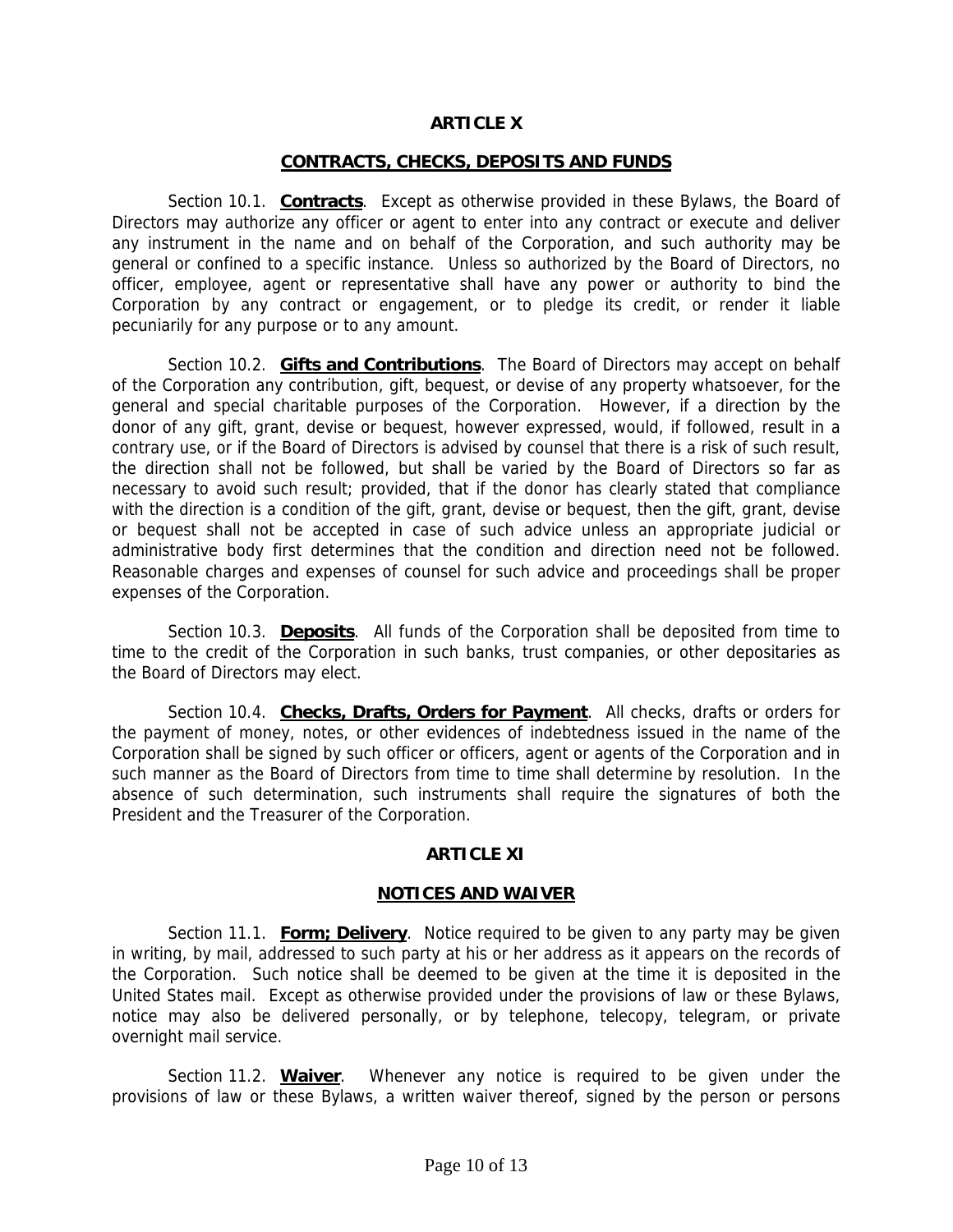## ARTICLE X

## CONTRACTS, CHECKS, DEPOSITS AND FUNDS

Section 10.1. **Contracts**. Except as otherwise provided in these Bylaws, the Board of Directors may authorize any officer or agent to enter into any contract or execute and deliver any instrument in the name and on behalf of the Corporation, and such authority may be general or confined to a specific instance. Unless so authorized by the Board of Directors, no officer, employee, agent or representative shall have any power or authority to bind the Corporation by any contract or engagement, or to pledge its credit, or render it liable pecuniarily for any purpose or to any amount.

Section 10.2. **Gifts and Contributions**. The Board of Directors may accept on behalf of the Corporation any contribution, gift, bequest, or devise of any property whatsoever, for the general and special charitable purposes of the Corporation. However, if a direction by the donor of any gift, grant, devise or bequest, however expressed, would, if followed, result in a contrary use, or if the Board of Directors is advised by counsel that there is a risk of such result, the direction shall not be followed, but shall be varied by the Board of Directors so far as necessary to avoid such result; provided, that if the donor has clearly stated that compliance with the direction is a condition of the gift, grant, devise or bequest, then the gift, grant, devise or bequest shall not be accepted in case of such advice unless an appropriate judicial or administrative body first determines that the condition and direction need not be followed. Reasonable charges and expenses of counsel for such advice and proceedings shall be proper expenses of the Corporation.

Section 10.3. **Deposits**. All funds of the Corporation shall be deposited from time to time to the credit of the Corporation in such banks, trust companies, or other depositaries as the Board of Directors may elect.

Section 10.4. **Checks, Drafts, Orders for Payment**. All checks, drafts or orders for the payment of money, notes, or other evidences of indebtedness issued in the name of the Corporation shall be signed by such officer or officers, agent or agents of the Corporation and in such manner as the Board of Directors from time to time shall determine by resolution. In the absence of such determination, such instruments shall require the signatures of both the President and the Treasurer of the Corporation.

## ARTICLE XI

## NOTICES AND WAIVER

Section 11.1. **Form; Delivery**. Notice required to be given to any party may be given in writing, by mail, addressed to such party at his or her address as it appears on the records of the Corporation. Such notice shall be deemed to be given at the time it is deposited in the United States mail. Except as otherwise provided under the provisions of law or these Bylaws, notice may also be delivered personally, or by telephone, telecopy, telegram, or private overnight mail service.

Section 11.2. **Waiver**. Whenever any notice is required to be given under the provisions of law or these Bylaws, a written waiver thereof, signed by the person or persons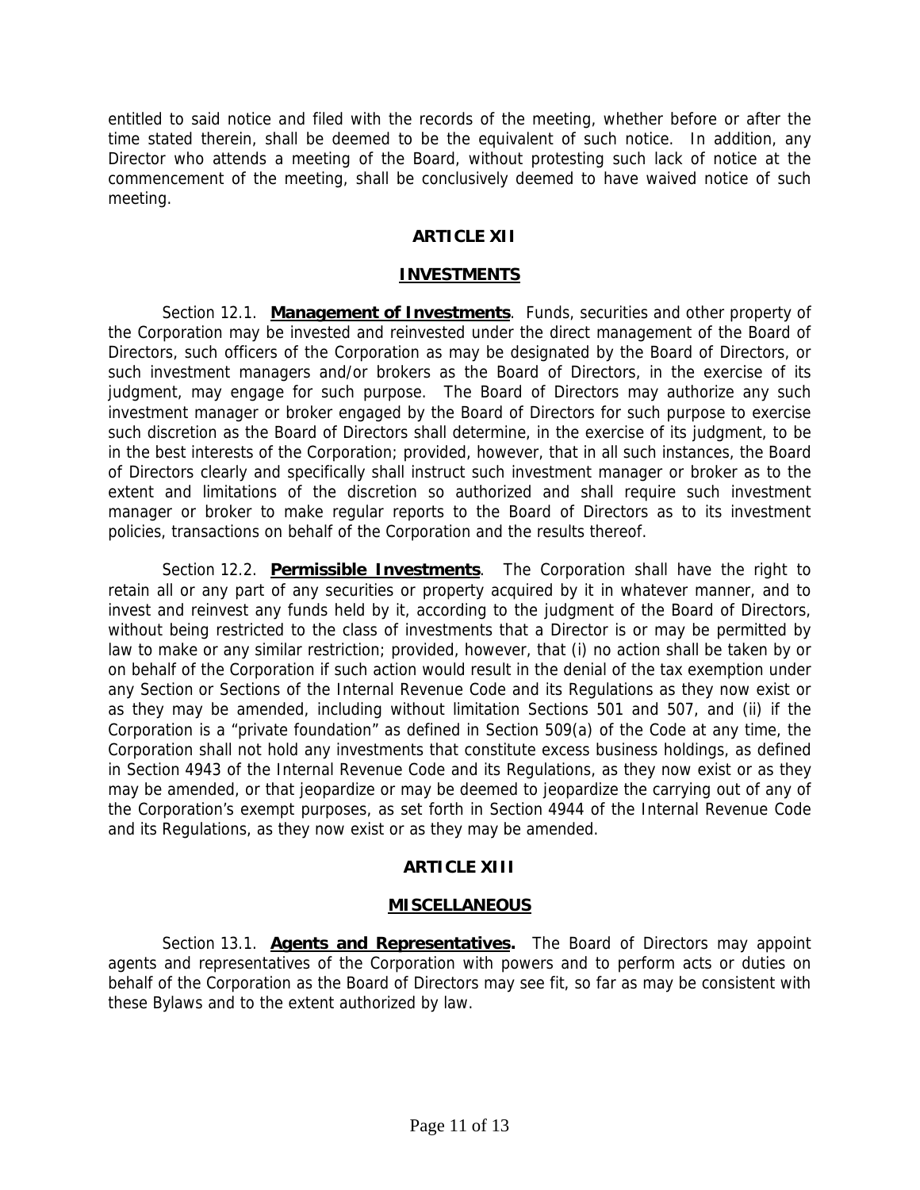entitled to said notice and filed with the records of the meeting, whether before or after the time stated therein, shall be deemed to be the equivalent of such notice. In addition, any Director who attends a meeting of the Board, without protesting such lack of notice at the commencement of the meeting, shall be conclusively deemed to have waived notice of such meeting.

## ARTICLE XII

## INVESTMENTS

Section 12.1. **Management of Investments**. Funds, securities and other property of the Corporation may be invested and reinvested under the direct management of the Board of Directors, such officers of the Corporation as may be designated by the Board of Directors, or such investment managers and/or brokers as the Board of Directors, in the exercise of its judgment, may engage for such purpose. The Board of Directors may authorize any such investment manager or broker engaged by the Board of Directors for such purpose to exercise such discretion as the Board of Directors shall determine, in the exercise of its judgment, to be in the best interests of the Corporation; provided, however, that in all such instances, the Board of Directors clearly and specifically shall instruct such investment manager or broker as to the extent and limitations of the discretion so authorized and shall require such investment manager or broker to make regular reports to the Board of Directors as to its investment policies, transactions on behalf of the Corporation and the results thereof.

Section 12.2. **Permissible Investments**. The Corporation shall have the right to retain all or any part of any securities or property acquired by it in whatever manner, and to invest and reinvest any funds held by it, according to the judgment of the Board of Directors, without being restricted to the class of investments that a Director is or may be permitted by law to make or any similar restriction; provided, however, that (i) no action shall be taken by or on behalf of the Corporation if such action would result in the denial of the tax exemption under any Section or Sections of the Internal Revenue Code and its Regulations as they now exist or as they may be amended, including without limitation Sections 501 and 507, and (ii) if the Corporation is a "private foundation" as defined in Section 509(a) of the Code at any time, the Corporation shall not hold any investments that constitute excess business holdings, as defined in Section 4943 of the Internal Revenue Code and its Regulations, as they now exist or as they may be amended, or that jeopardize or may be deemed to jeopardize the carrying out of any of the Corporation's exempt purposes, as set forth in Section 4944 of the Internal Revenue Code and its Regulations, as they now exist or as they may be amended.

## ARTICLE XIII

## MISCELLANEOUS

Section 13.1. **Agents and Representatives.** The Board of Directors may appoint agents and representatives of the Corporation with powers and to perform acts or duties on behalf of the Corporation as the Board of Directors may see fit, so far as may be consistent with these Bylaws and to the extent authorized by law.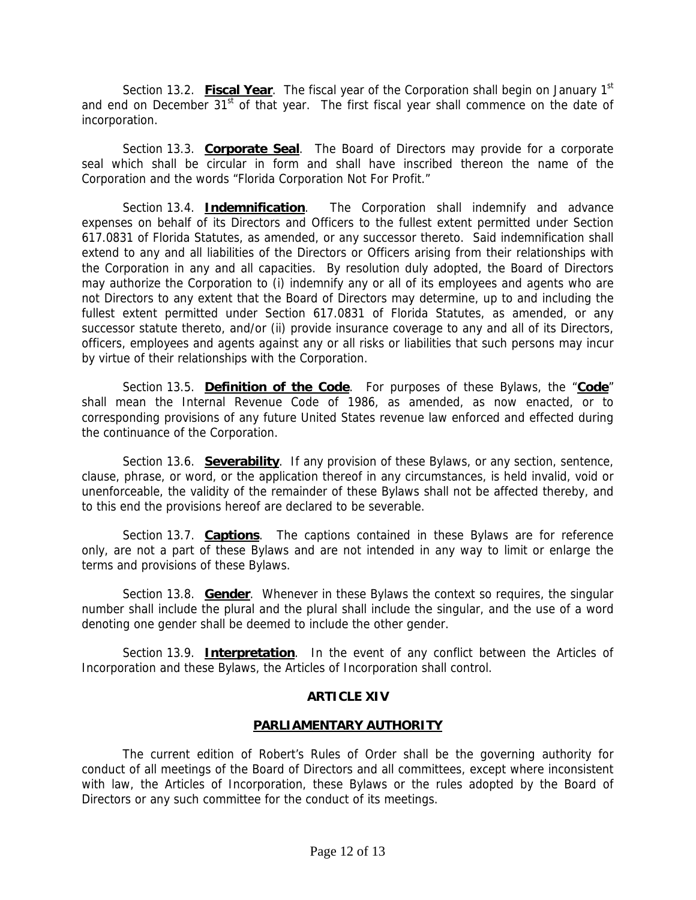Section 13.2. **Fiscal Year**. The fiscal year of the Corporation shall begin on January 1st and end on December 31st of that year. The first fiscal year shall commence on the date of incorporation.

Section 13.3. **Corporate Seal**. The Board of Directors may provide for a corporate seal which shall be circular in form and shall have inscribed thereon the name of the Corporation and the words "Florida Corporation Not For Profit."

Section 13.4. **Indemnification**. The Corporation shall indemnify and advance expenses on behalf of its Directors and Officers to the fullest extent permitted under Section 617.0831 of Florida Statutes, as amended, or any successor thereto. Said indemnification shall extend to any and all liabilities of the Directors or Officers arising from their relationships with the Corporation in any and all capacities. By resolution duly adopted, the Board of Directors may authorize the Corporation to (i) indemnify any or all of its employees and agents who are not Directors to any extent that the Board of Directors may determine, up to and including the fullest extent permitted under Section 617.0831 of Florida Statutes, as amended, or any successor statute thereto, and/or (ii) provide insurance coverage to any and all of its Directors, officers, employees and agents against any or all risks or liabilities that such persons may incur by virtue of their relationships with the Corporation.

Section 13.5. **Definition of the Code**. For purposes of these Bylaws, the "**Code**" shall mean the Internal Revenue Code of 1986, as amended, as now enacted, or to corresponding provisions of any future United States revenue law enforced and effected during the continuance of the Corporation.

Section 13.6. **Severability**. If any provision of these Bylaws, or any section, sentence, clause, phrase, or word, or the application thereof in any circumstances, is held invalid, void or unenforceable, the validity of the remainder of these Bylaws shall not be affected thereby, and to this end the provisions hereof are declared to be severable.

Section 13.7. **Captions**. The captions contained in these Bylaws are for reference only, are not a part of these Bylaws and are not intended in any way to limit or enlarge the terms and provisions of these Bylaws.

Section 13.8. **Gender**. Whenever in these Bylaws the context so requires, the singular number shall include the plural and the plural shall include the singular, and the use of a word denoting one gender shall be deemed to include the other gender.

Section 13.9. **Interpretation**. In the event of any conflict between the Articles of Incorporation and these Bylaws, the Articles of Incorporation shall control.

## ARTICLE XIV

## PARLIAMENTARY AUTHORITY

The current edition of Robert's Rules of Order shall be the governing authority for conduct of all meetings of the Board of Directors and all committees, except where inconsistent with law, the Articles of Incorporation, these Bylaws or the rules adopted by the Board of Directors or any such committee for the conduct of its meetings.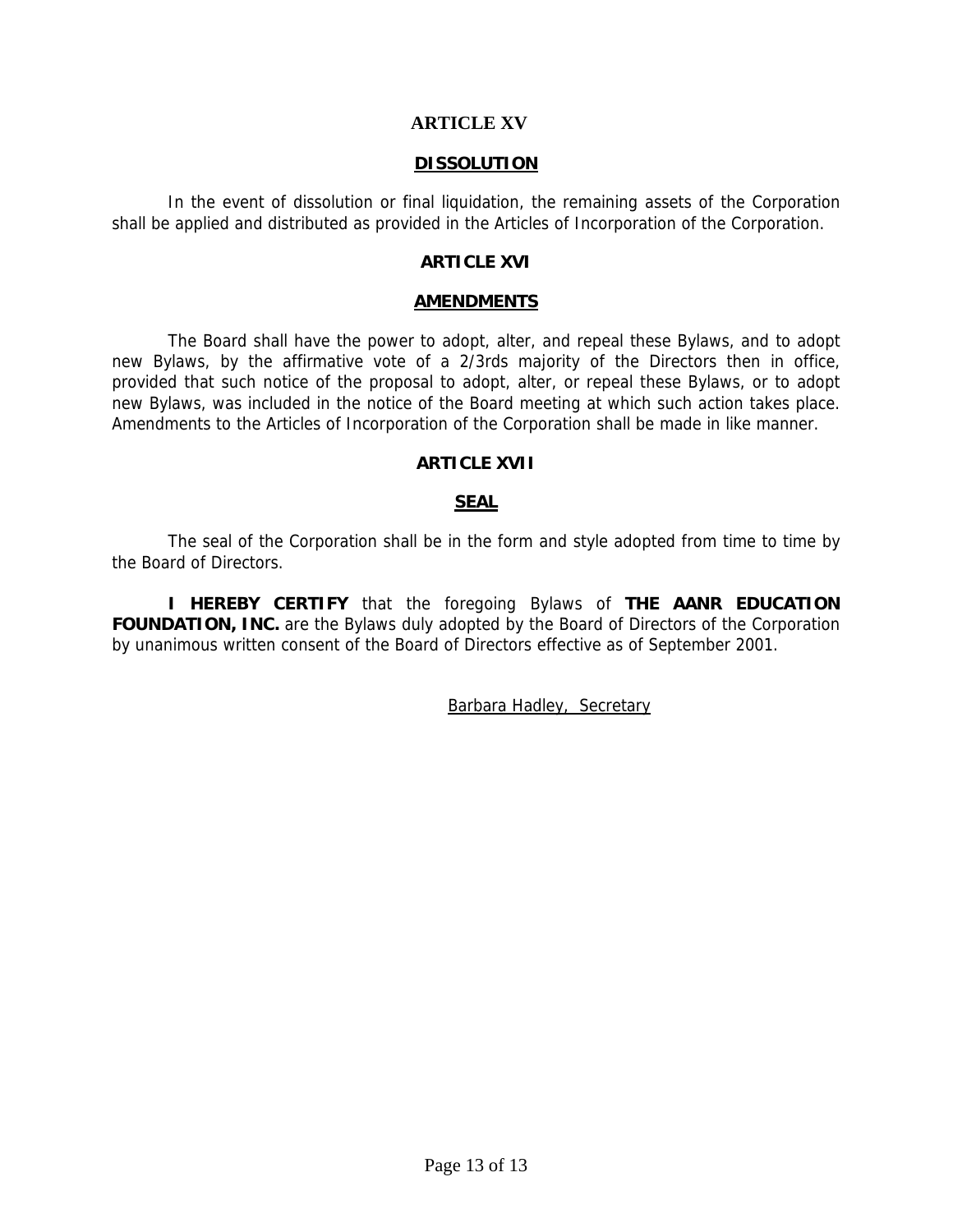## ARTICLE XV

### DISSOLUTION

In the event of dissolution or final liquidation, the remaining assets of the Corporation shall be applied and distributed as provided in the Articles of Incorporation of the Corporation.

## ARTICLE XVI

### AMENDMENTS

The Board shall have the power to adopt, alter, and repeal these Bylaws, and to adopt new Bylaws, by the affirmative vote of a 2/3rds majority of the Directors then in office, provided that such notice of the proposal to adopt, alter, or repeal these Bylaws, or to adopt new Bylaws, was included in the notice of the Board meeting at which such action takes place. Amendments to the Articles of Incorporation of the Corporation shall be made in like manner.

## ARTICLE XVII

### SEAL

The seal of the Corporation shall be in the form and style adopted from time to time by the Board of Directors.

**I HEREBY CERTIFY** that the foregoing Bylaws of **THE AANR EDUCATION FOUNDATION, INC.** are the Bylaws duly adopted by the Board of Directors of the Corporation by unanimous written consent of the Board of Directors effective as of September 2001.

Barbara Hadley, Secretary